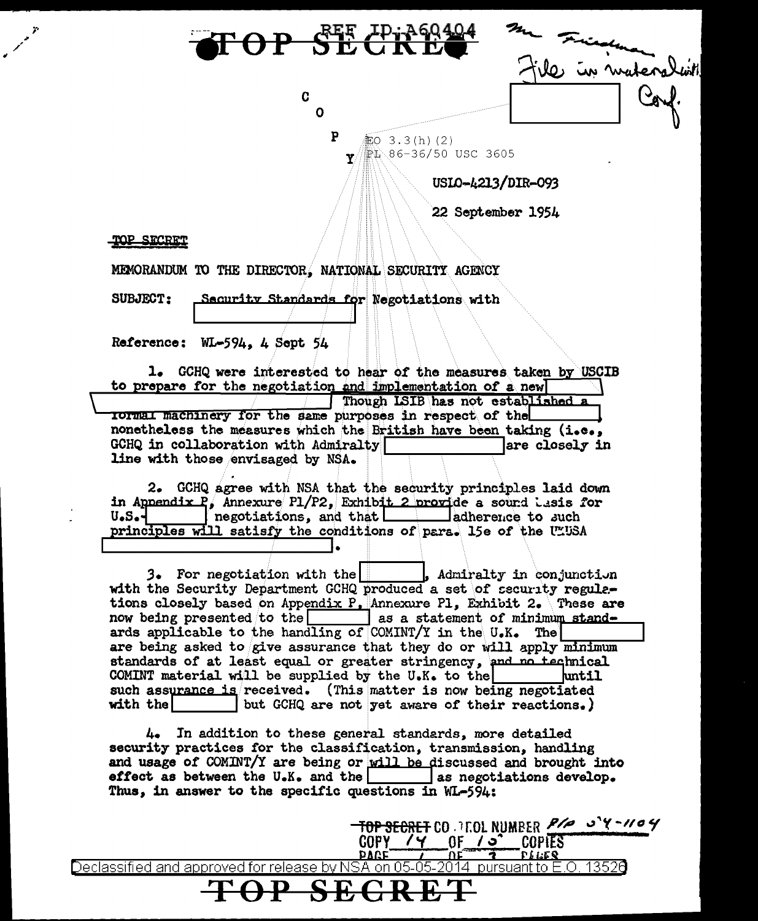TOP SECRET

REF ID:A60404

Mr Friedman
File in material with
Conf.

COPY

EO 3.3(h)(2)
PL 86-36/50 USC 3605

USLO-4213/DIR-093

22 September 1954

TOP SECRET

MEMORANDUM TO THE DIRECTOR, NATIONAL SECURITY AGENCY

SUBJECT: Security Standards for Negotiations with [ ]

Reference: WL-594, 4 Sept 54

1. GCHQ were interested to hear of the measures taken by USCIB to prepare for the negotiation and implementation of a new [ ] [ ] Though LSIB has not established a formal machinery for the same purposes in respect of the [ ], nonetheless the measures which the British have been taking (i.e., GCHQ in collaboration with Admiralty [ ] are closely in line with those envisaged by NSA.

2. GCHQ agree with NSA that the security principles laid down in Appendix P, Annexure P1/P2, Exhibit 2 provide a sound basis for U.S.-[ ] negotiations, and that [ ] adherence to such principles will satisfy the conditions of para. 15e of the UKUSA [ ].

3. For negotiation with the [ ], Admiralty in conjunction with the Security Department GCHQ produced a set of security regulations closely based on Appendix P, Annexure P1, Exhibit 2. These are now being presented to the [ ] as a statement of minimum standards applicable to the handling of COMINT/Y in the U.K. The [ ] are being asked to give assurance that they do or will apply minimum standards of at least equal or greater stringency, and no technical COMINT material will be supplied by the U.K. to the [ ] until such assurance is received. (This matter is now being negotiated with the [ ] but GCHQ are not yet aware of their reactions.)

4. In addition to these general standards, more detailed security practices for the classification, transmission, handling and usage of COMINT/Y are being or will be discussed and brought into effect as between the U.K. and the [ ] as negotiations develop. Thus, in answer to the specific questions in WL-594:

TOP SECRET CONTROL NUMBER P/O 54-1104
COPY 14 OF 15 COPIES
PAGE 1 OF 3 PAGES

Declassified and approved for release by NSA on 05-05-2014 pursuant to E.O. 13526

TOP SECRET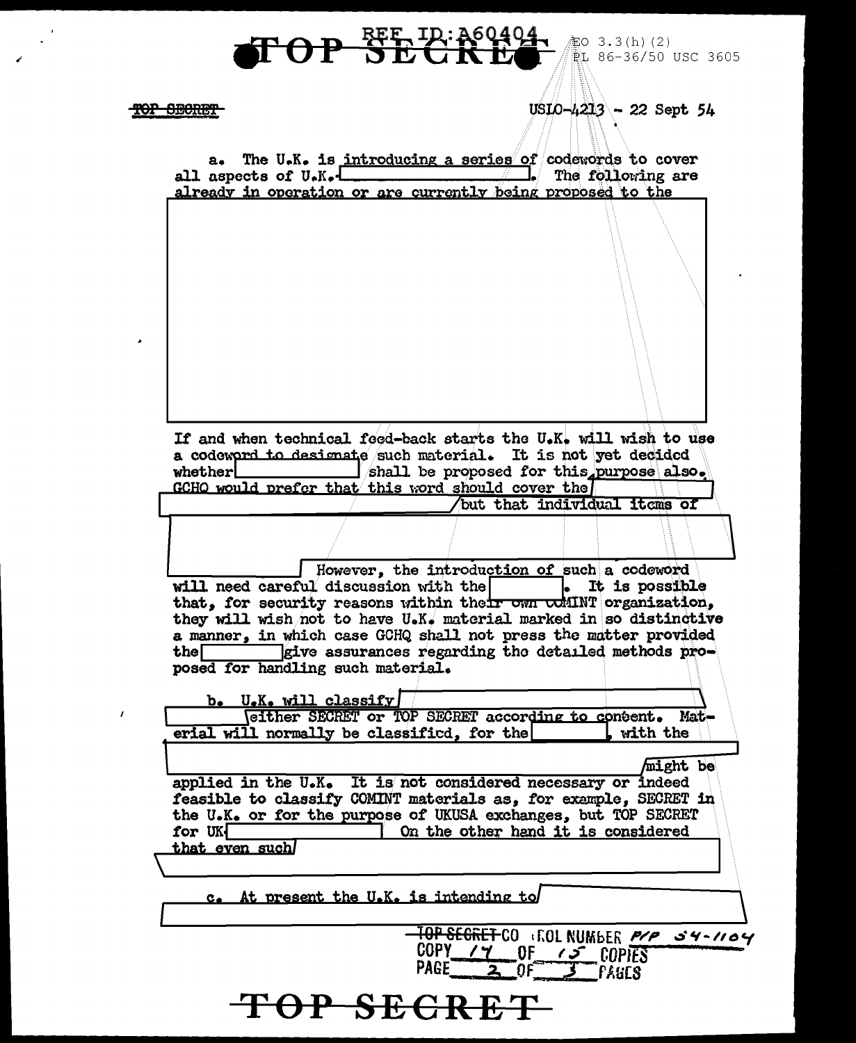TOP SECRET

USLO-4213 - 22 Sept 54

a. The U.K. is introducing a series of codewords to cover all aspects of U.K. [redacted]. The following are already in operation or are currently being proposed to the [redacted]

If and when technical feed-back starts the U.K. will wish to use a codeword to designate such material. It is not yet decided whether [redacted] shall be proposed for this purpose also. GCHQ would prefer that this word should cover the [redacted] but that individual items of [redacted] However, the introduction of such a codeword will need careful discussion with the [redacted]. It is possible that, for security reasons within their own COMINT organization, they will wish not to have U.K. material marked in so distinctive a manner, in which case GCHQ shall not press the matter provided the [redacted] give assurances regarding the detailed methods proposed for handling such material.

b. U.K. will classify [redacted] either SECRET or TOP SECRET according to content. Material will normally be classified, for the [redacted], with the [redacted] might be applied in the U.K. It is not considered necessary or indeed feasible to classify COMINT materials as, for example, SECRET in the U.K. or for the purpose of UKUSA exchanges, but TOP SECRET for UK [redacted] On the other hand it is considered that even such [redacted]

c. At present the U.K. is intending to [redacted]

TOP SECRET CONTROL NUMBER P/P 54-1104
COPY 17 OF 15 COPIES
PAGE 2 OF 3 PAGES

TOP SECRET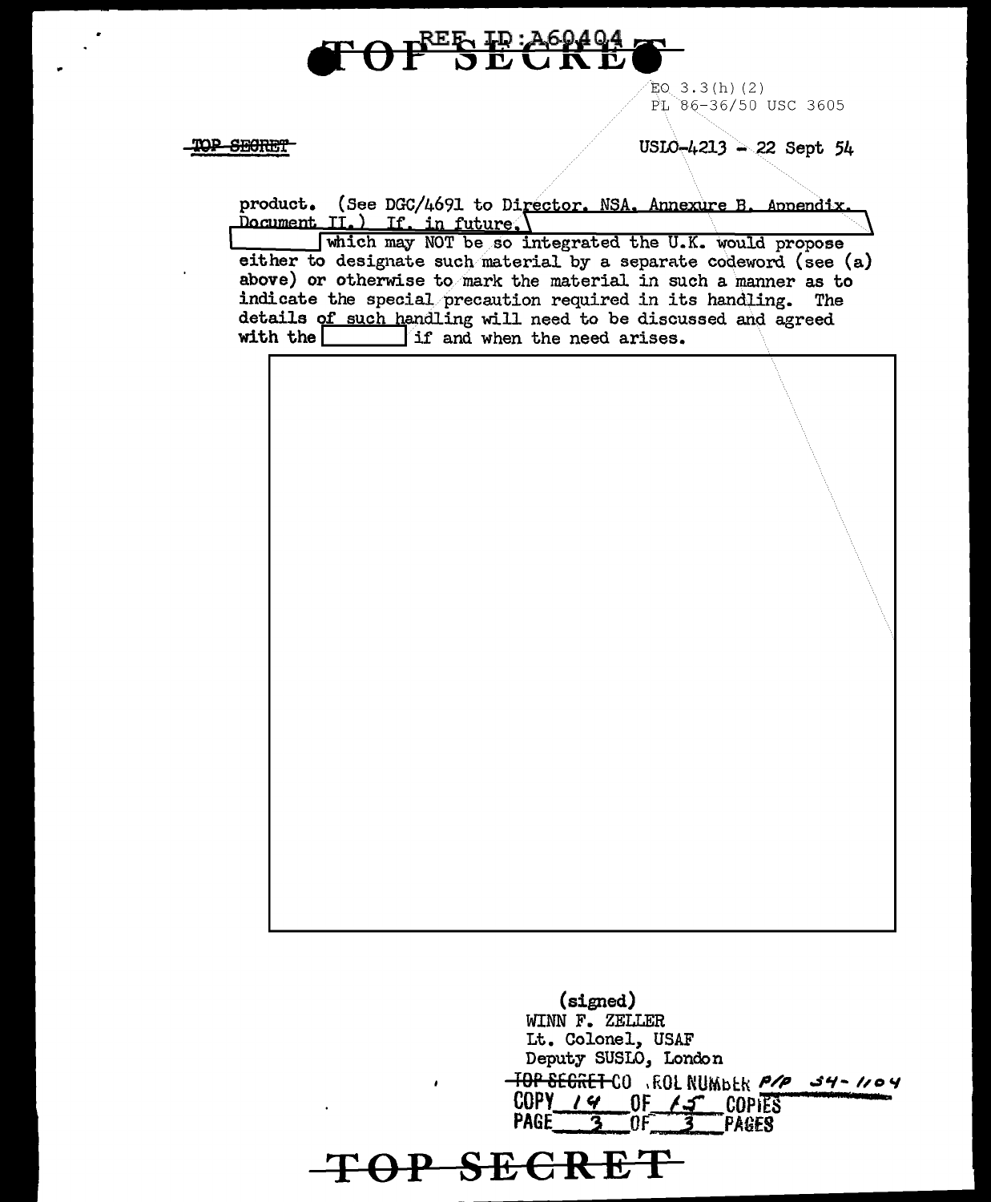TOP SECRET

EO 3.3(h)(2)
PL 86-36/50 USC 3605

USLO-4213 - 22 Sept 54

product. (See DGC/4691 to Director, NSA, Annexure B, Appendix, Document II.) If, in future, [REDACTED] which may NOT be so integrated the U.K. would propose either to designate such material by a separate codeword (see (a) above) or otherwise to mark the material in such a manner as to indicate the special precaution required in its handling. The details of such handling will need to be discussed and agreed with the [REDACTED] if and when the need arises.

[REDACTED]

(signed)
WINN F. ZELLER
Lt. Colonel, USAF
Deputy SUSLO, London

~~TOP SECRET~~ CONTROL NUMBER P/P 54-1104
COPY 14 OF 15 COPIES
PAGE 3 OF 3 PAGES

TOP SECRET